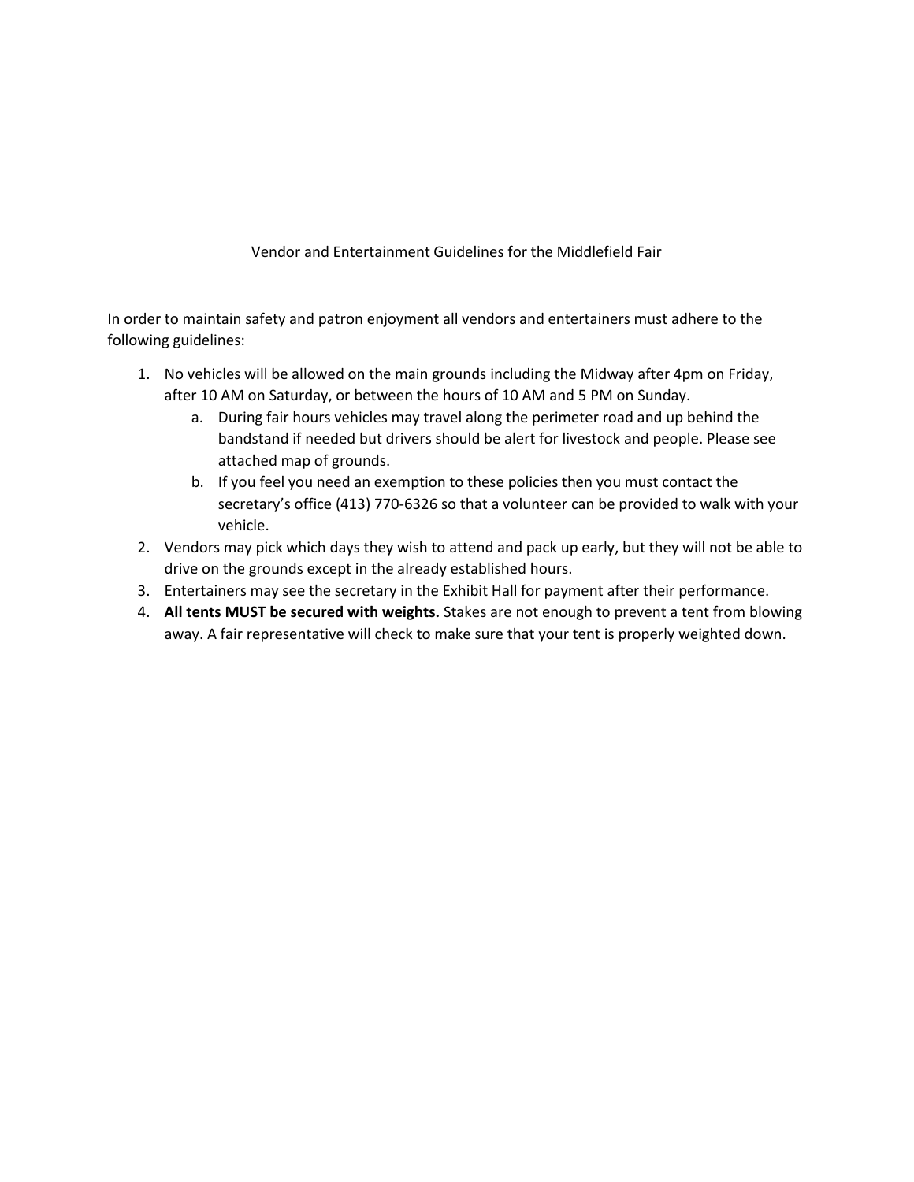# Vendor and Entertainment Guidelines for the Middlefield Fair

In order to maintain safety and patron enjoyment all vendors and entertainers must adhere to the following guidelines:

1. No vehicles will be allowed on the main grounds including the Midway after 4pm on Friday, after 10 AM on Saturday, or between the hours of 10 AM and 5 PM on Sunday.
   a. During fair hours vehicles may travel along the perimeter road and up behind the bandstand if needed but drivers should be alert for livestock and people. Please see attached map of grounds.
   b. If you feel you need an exemption to these policies then you must contact the secretary's office (413) 770-6326 so that a volunteer can be provided to walk with your vehicle.
2. Vendors may pick which days they wish to attend and pack up early, but they will not be able to drive on the grounds except in the already established hours.
3. Entertainers may see the secretary in the Exhibit Hall for payment after their performance.
4. **All tents MUST be secured with weights.** Stakes are not enough to prevent a tent from blowing away. A fair representative will check to make sure that your tent is properly weighted down.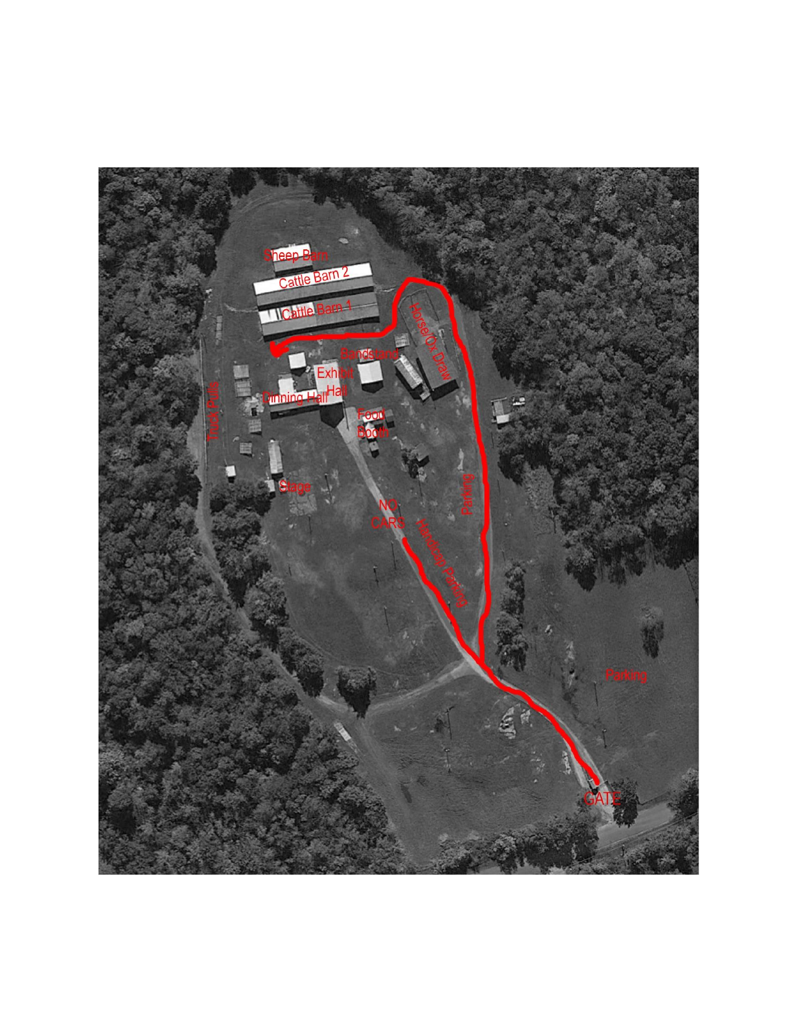Sheep Barn

Cattle Barn 2

Cattle Barn 1

Horse/Ox Draw

Bandstand

Exhibit Hall

Dinning Hall

Food Booth

Truck Pulls

Stage

NO CARS

Handicap Parking

Parking

Parking

GATE